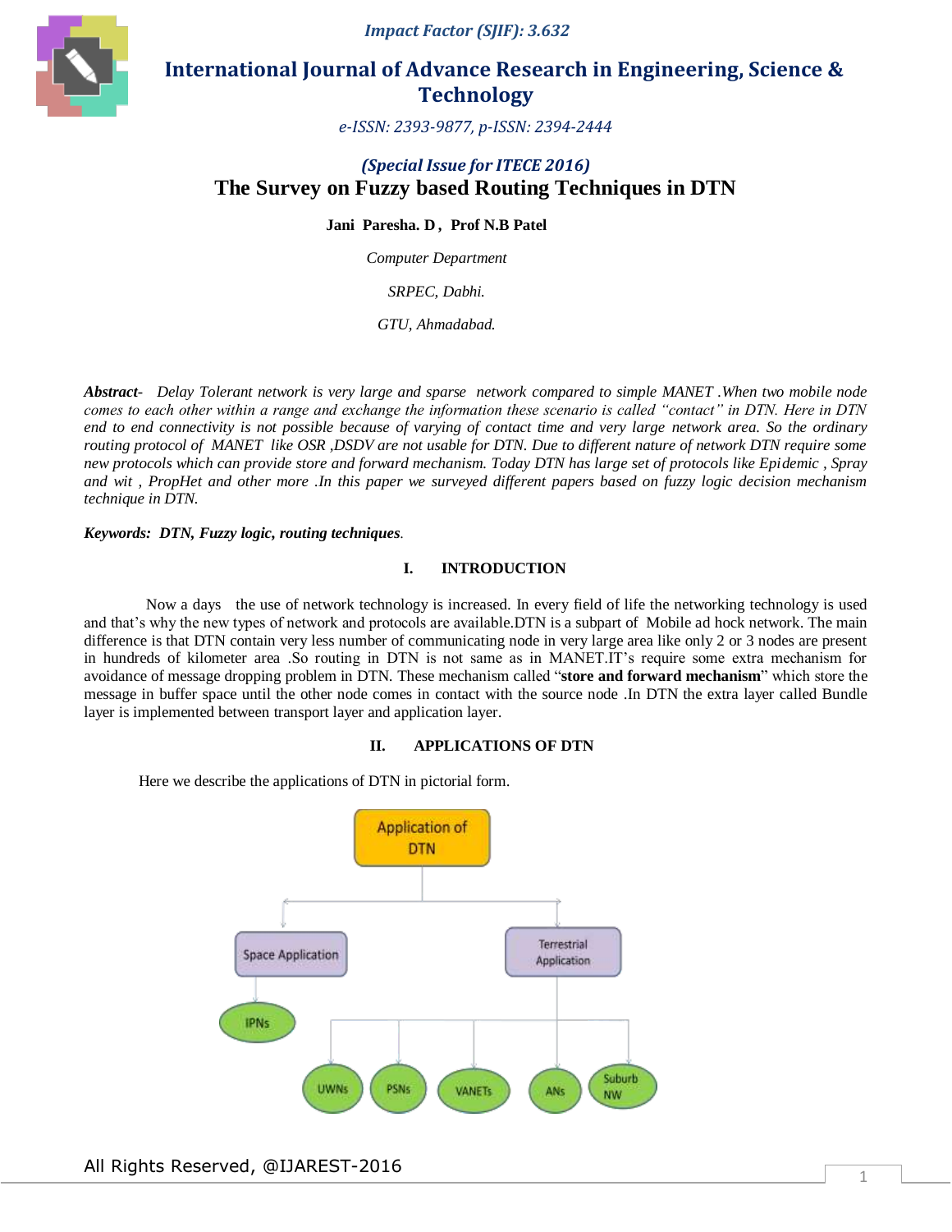# The Survey on Fuzzy based Routing Techniques in DTN

*(Special Issue for ITECE 2016)*

**Jani Paresha. D , Prof N.B Patel**

*Computer Department*

*SRPEC, Dabhi.*

*GTU, Ahmadabad.*

***Abstract-*** *Delay Tolerant network is very large and sparse network compared to simple MANET .When two mobile node comes to each other within a range and exchange the information these scenario is called "contact" in DTN. Here in DTN end to end connectivity is not possible because of varying of contact time and very large network area. So the ordinary routing protocol of MANET like OSR ,DSDV are not usable for DTN. Due to different nature of network DTN require some new protocols which can provide store and forward mechanism. Today DTN has large set of protocols like Epidemic , Spray and wit , PropHet and other more .In this paper we surveyed different papers based on fuzzy logic decision mechanism technique in DTN.*

***Keywords: DTN, Fuzzy logic, routing techniques.***

## I. INTRODUCTION

Now a days the use of network technology is increased. In every field of life the networking technology is used and that's why the new types of network and protocols are available.DTN is a subpart of Mobile ad hock network. The main difference is that DTN contain very less number of communicating node in very large area like only 2 or 3 nodes are present in hundreds of kilometer area .So routing in DTN is not same as in MANET.IT's require some extra mechanism for avoidance of message dropping problem in DTN. These mechanism called "**store and forward mechanism**" which store the message in buffer space until the other node comes in contact with the source node .In DTN the extra layer called Bundle layer is implemented between transport layer and application layer.

## II. APPLICATIONS OF DTN

Here we describe the applications of DTN in pictorial form.

Application of DTN
- Space Application
  - IPNs
- Terrestrial Application
  - UWNs
  - PSNs
  - VANETs
  - ANs
  - Suburb NW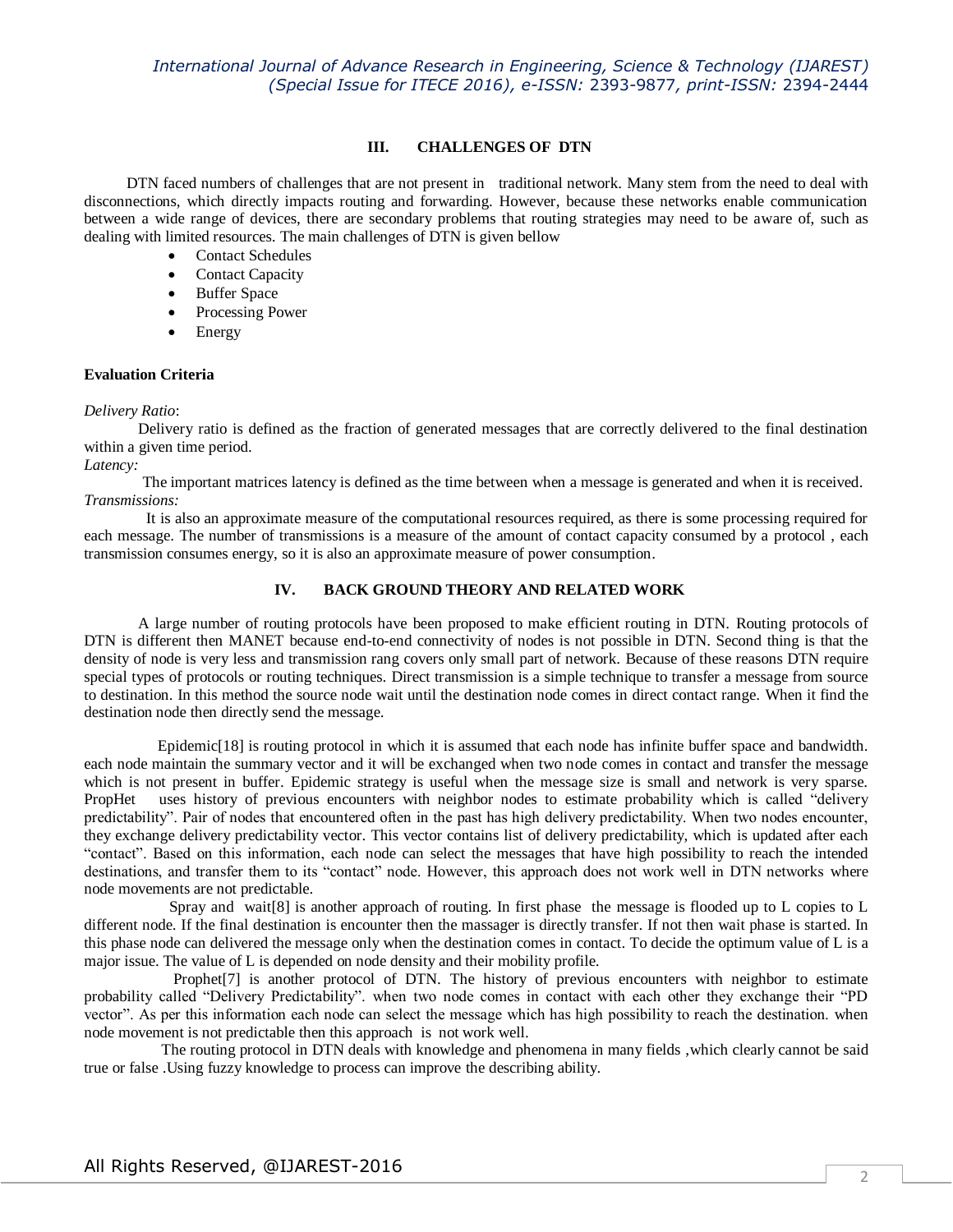## III. CHALLENGES OF DTN

DTN faced numbers of challenges that are not present in traditional network. Many stem from the need to deal with disconnections, which directly impacts routing and forwarding. However, because these networks enable communication between a wide range of devices, there are secondary problems that routing strategies may need to be aware of, such as dealing with limited resources. The main challenges of DTN is given bellow

- Contact Schedules
- Contact Capacity
- Buffer Space
- Processing Power
- Energy

### Evaluation Criteria

*Delivery Ratio*:

Delivery ratio is defined as the fraction of generated messages that are correctly delivered to the final destination within a given time period.

*Latency:*

The important matrices latency is defined as the time between when a message is generated and when it is received.

*Transmissions:*

It is also an approximate measure of the computational resources required, as there is some processing required for each message. The number of transmissions is a measure of the amount of contact capacity consumed by a protocol , each transmission consumes energy, so it is also an approximate measure of power consumption.

## IV. BACK GROUND THEORY AND RELATED WORK

A large number of routing protocols have been proposed to make efficient routing in DTN. Routing protocols of DTN is different then MANET because end-to-end connectivity of nodes is not possible in DTN. Second thing is that the density of node is very less and transmission rang covers only small part of network. Because of these reasons DTN require special types of protocols or routing techniques. Direct transmission is a simple technique to transfer a message from source to destination. In this method the source node wait until the destination node comes in direct contact range. When it find the destination node then directly send the message.

Epidemic[18] is routing protocol in which it is assumed that each node has infinite buffer space and bandwidth. each node maintain the summary vector and it will be exchanged when two node comes in contact and transfer the message which is not present in buffer. Epidemic strategy is useful when the message size is small and network is very sparse. PropHet uses history of previous encounters with neighbor nodes to estimate probability which is called "delivery predictability". Pair of nodes that encountered often in the past has high delivery predictability. When two nodes encounter, they exchange delivery predictability vector. This vector contains list of delivery predictability, which is updated after each "contact". Based on this information, each node can select the messages that have high possibility to reach the intended destinations, and transfer them to its "contact" node. However, this approach does not work well in DTN networks where node movements are not predictable.

Spray and wait[8] is another approach of routing. In first phase the message is flooded up to L copies to L different node. If the final destination is encounter then the massager is directly transfer. If not then wait phase is started. In this phase node can delivered the message only when the destination comes in contact. To decide the optimum value of L is a major issue. The value of L is depended on node density and their mobility profile.

Prophet[7] is another protocol of DTN. The history of previous encounters with neighbor to estimate probability called "Delivery Predictability". when two node comes in contact with each other they exchange their "PD vector". As per this information each node can select the message which has high possibility to reach the destination. when node movement is not predictable then this approach is not work well.

The routing protocol in DTN deals with knowledge and phenomena in many fields ,which clearly cannot be said true or false .Using fuzzy knowledge to process can improve the describing ability.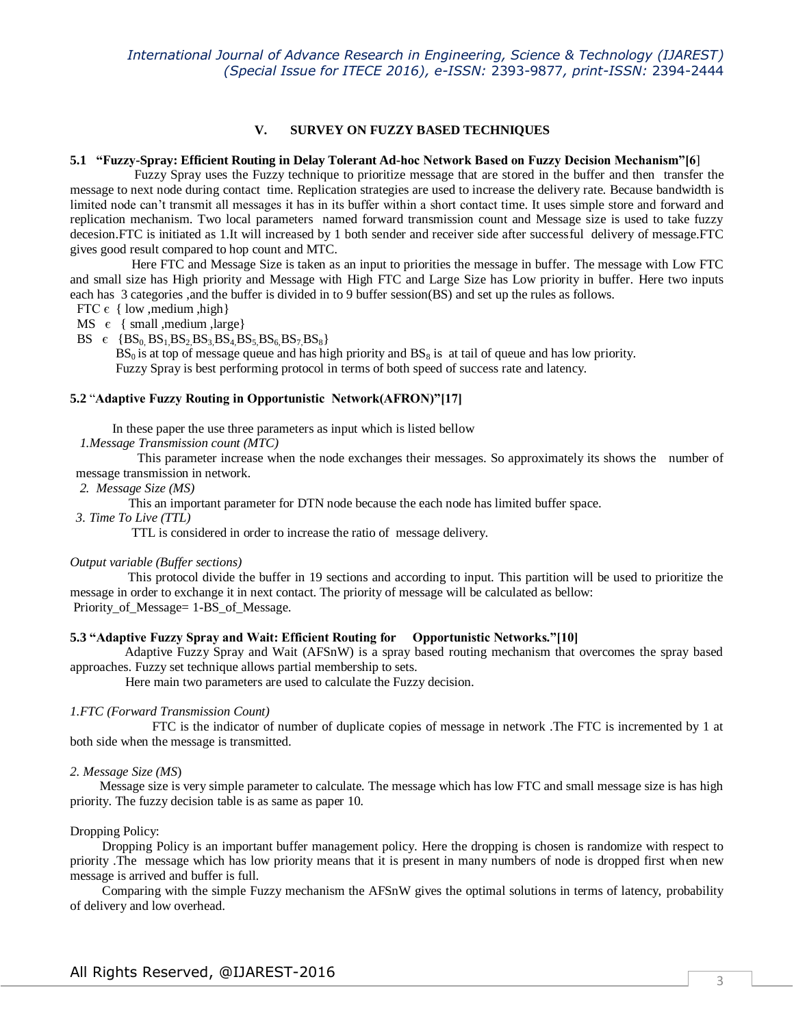## V. SURVEY ON FUZZY BASED TECHNIQUES

### 5.1 "Fuzzy-Spray: Efficient Routing in Delay Tolerant Ad-hoc Network Based on Fuzzy Decision Mechanism"[6]

Fuzzy Spray uses the Fuzzy technique to prioritize message that are stored in the buffer and then transfer the message to next node during contact time. Replication strategies are used to increase the delivery rate. Because bandwidth is limited node can't transmit all messages it has in its buffer within a short contact time. It uses simple store and forward and replication mechanism. Two local parameters named forward transmission count and Message size is used to take fuzzy decesion.FTC is initiated as 1.It will increased by 1 both sender and receiver side after successful delivery of message.FTC gives good result compared to hop count and MTC.

Here FTC and Message Size is taken as an input to priorities the message in buffer. The message with Low FTC and small size has High priority and Message with High FTC and Large Size has Low priority in buffer. Here two inputs each has 3 categories ,and the buffer is divided in to 9 buffer session(BS) and set up the rules as follows.

FTC ϵ { low ,medium ,high}

MS ϵ { small ,medium ,large}

BS ϵ $\{BS_0, BS_1, BS_2, BS_3, BS_4, BS_5, BS_6, BS_7, BS_8\}$

$BS_0$ is at top of message queue and has high priority and $BS_8$ is at tail of queue and has low priority.

Fuzzy Spray is best performing protocol in terms of both speed of success rate and latency.

### 5.2 "Adaptive Fuzzy Routing in Opportunistic Network(AFRON)"[17]

In these paper the use three parameters as input which is listed bellow

*1.Message Transmission count (MTC)*

This parameter increase when the node exchanges their messages. So approximately its shows the number of message transmission in network.

*2. Message Size (MS)*

This an important parameter for DTN node because the each node has limited buffer space.

*3. Time To Live (TTL)*

TTL is considered in order to increase the ratio of message delivery.

*Output variable (Buffer sections)*

This protocol divide the buffer in 19 sections and according to input. This partition will be used to prioritize the message in order to exchange it in next contact. The priority of message will be calculated as bellow:

Priority_of_Message= 1-BS_of_Message.

### 5.3 "Adaptive Fuzzy Spray and Wait: Efficient Routing for Opportunistic Networks."[10]

Adaptive Fuzzy Spray and Wait (AFSnW) is a spray based routing mechanism that overcomes the spray based approaches. Fuzzy set technique allows partial membership to sets.

Here main two parameters are used to calculate the Fuzzy decision.

*1.FTC (Forward Transmission Count)*

FTC is the indicator of number of duplicate copies of message in network .The FTC is incremented by 1 at both side when the message is transmitted.

*2. Message Size (MS)*

Message size is very simple parameter to calculate. The message which has low FTC and small message size is has high priority. The fuzzy decision table is as same as paper 10.

Dropping Policy:

Dropping Policy is an important buffer management policy. Here the dropping is chosen is randomize with respect to priority .The message which has low priority means that it is present in many numbers of node is dropped first when new message is arrived and buffer is full.

Comparing with the simple Fuzzy mechanism the AFSnW gives the optimal solutions in terms of latency, probability of delivery and low overhead.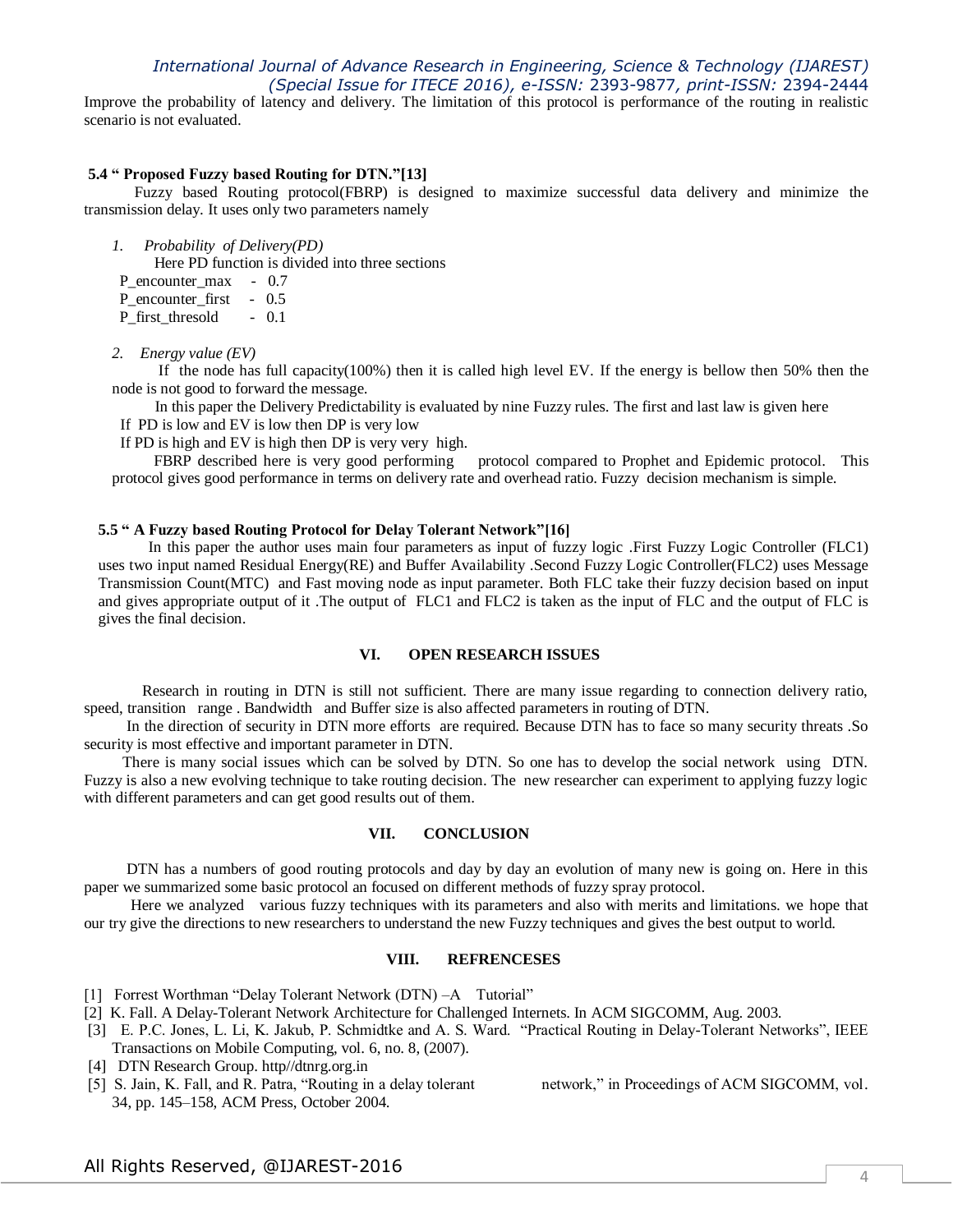Improve the probability of latency and delivery. The limitation of this protocol is performance of the routing in realistic scenario is not evaluated.

### 5.4 " Proposed Fuzzy based Routing for DTN."[13]

Fuzzy based Routing protocol(FBRP) is designed to maximize successful data delivery and minimize the transmission delay. It uses only two parameters namely

1. *Probability of Delivery(PD)*

   Here PD function is divided into three sections

   P_encounter_max - 0.7
   P_encounter_first - 0.5
   P_first_thresold - 0.1

2. *Energy value (EV)*

   If the node has full capacity(100%) then it is called high level EV. If the energy is bellow then 50% then the node is not good to forward the message.

   In this paper the Delivery Predictability is evaluated by nine Fuzzy rules. The first and last law is given here
   If PD is low and EV is low then DP is very low
   If PD is high and EV is high then DP is very very high.

   FBRP described here is very good performing protocol compared to Prophet and Epidemic protocol. This protocol gives good performance in terms on delivery rate and overhead ratio. Fuzzy decision mechanism is simple.

### 5.5 " A Fuzzy based Routing Protocol for Delay Tolerant Network"[16]

In this paper the author uses main four parameters as input of fuzzy logic .First Fuzzy Logic Controller (FLC1) uses two input named Residual Energy(RE) and Buffer Availability .Second Fuzzy Logic Controller(FLC2) uses Message Transmission Count(MTC) and Fast moving node as input parameter. Both FLC take their fuzzy decision based on input and gives appropriate output of it .The output of FLC1 and FLC2 is taken as the input of FLC and the output of FLC is gives the final decision.

## VI. OPEN RESEARCH ISSUES

Research in routing in DTN is still not sufficient. There are many issue regarding to connection delivery ratio, speed, transition range . Bandwidth and Buffer size is also affected parameters in routing of DTN.

In the direction of security in DTN more efforts are required. Because DTN has to face so many security threats .So security is most effective and important parameter in DTN.

There is many social issues which can be solved by DTN. So one has to develop the social network using DTN. Fuzzy is also a new evolving technique to take routing decision. The new researcher can experiment to applying fuzzy logic with different parameters and can get good results out of them.

## VII. CONCLUSION

DTN has a numbers of good routing protocols and day by day an evolution of many new is going on. Here in this paper we summarized some basic protocol an focused on different methods of fuzzy spray protocol.

Here we analyzed various fuzzy techniques with its parameters and also with merits and limitations. we hope that our try give the directions to new researchers to understand the new Fuzzy techniques and gives the best output to world.

## VIII. REFRENCESES

[1] Forrest Worthman "Delay Tolerant Network (DTN) –A Tutorial"
[2] K. Fall. A Delay-Tolerant Network Architecture for Challenged Internets. In ACM SIGCOMM, Aug. 2003.
[3] E. P.C. Jones, L. Li, K. Jakub, P. Schmidtke and A. S. Ward. "Practical Routing in Delay-Tolerant Networks", IEEE Transactions on Mobile Computing, vol. 6, no. 8, (2007).
[4] DTN Research Group. http//dtnrg.org.in
[5] S. Jain, K. Fall, and R. Patra, "Routing in a delay tolerant network," in Proceedings of ACM SIGCOMM, vol. 34, pp. 145–158, ACM Press, October 2004.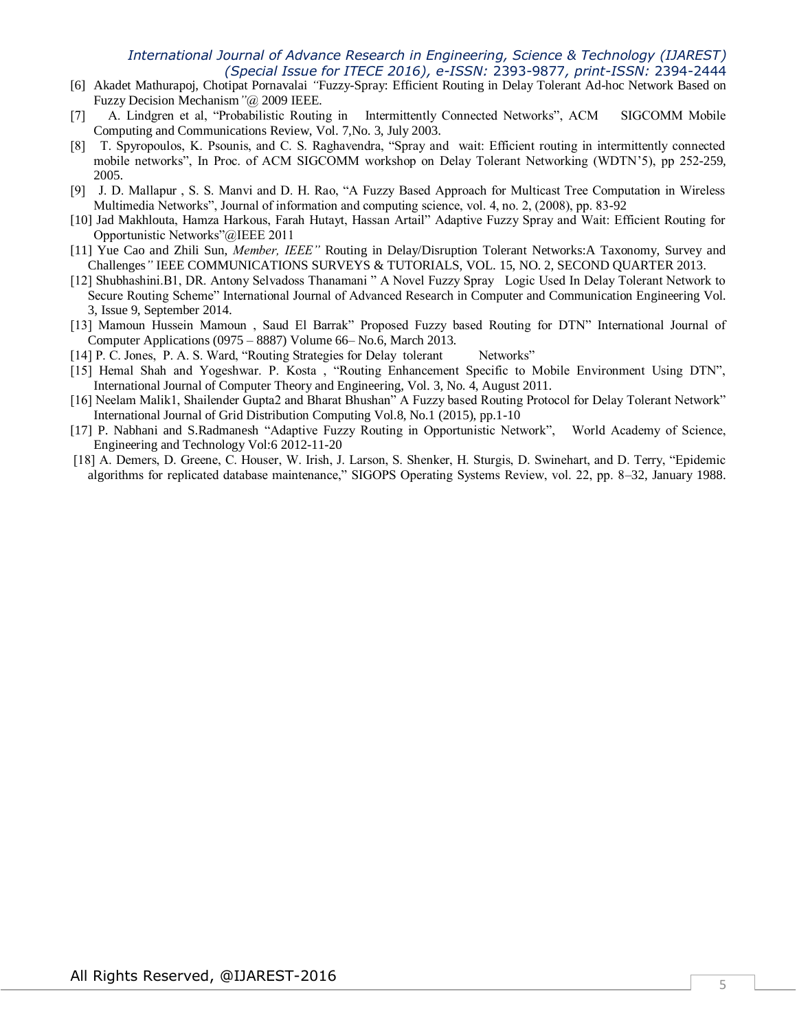[6] Akadet Mathurapoj, Chotipat Pornavalai *"*Fuzzy-Spray: Efficient Routing in Delay Tolerant Ad-hoc Network Based on Fuzzy Decision Mechanism*"*@ 2009 IEEE.

[7] A. Lindgren et al, "Probabilistic Routing in Intermittently Connected Networks", ACM SIGCOMM Mobile Computing and Communications Review, Vol. 7,No. 3, July 2003.

[8] T. Spyropoulos, K. Psounis, and C. S. Raghavendra, "Spray and wait: Efficient routing in intermittently connected mobile networks", In Proc. of ACM SIGCOMM workshop on Delay Tolerant Networking (WDTN'5), pp 252-259, 2005.

[9] J. D. Mallapur , S. S. Manvi and D. H. Rao, "A Fuzzy Based Approach for Multicast Tree Computation in Wireless Multimedia Networks", Journal of information and computing science, vol. 4, no. 2, (2008), pp. 83-92

[10] Jad Makhlouta, Hamza Harkous, Farah Hutayt, Hassan Artail" Adaptive Fuzzy Spray and Wait: Efficient Routing for Opportunistic Networks"@IEEE 2011

[11] Yue Cao and Zhili Sun, *Member, IEEE"* Routing in Delay/Disruption Tolerant Networks:A Taxonomy, Survey and Challenges*"* IEEE COMMUNICATIONS SURVEYS & TUTORIALS, VOL. 15, NO. 2, SECOND QUARTER 2013.

[12] Shubhashini.B1, DR. Antony Selvadoss Thanamani " A Novel Fuzzy Spray Logic Used In Delay Tolerant Network to Secure Routing Scheme" International Journal of Advanced Research in Computer and Communication Engineering Vol. 3, Issue 9, September 2014.

[13] Mamoun Hussein Mamoun , Saud El Barrak" Proposed Fuzzy based Routing for DTN" International Journal of Computer Applications (0975 – 8887) Volume 66– No.6, March 2013.

[14] P. C. Jones, P. A. S. Ward, "Routing Strategies for Delay tolerant Networks"

[15] Hemal Shah and Yogeshwar. P. Kosta , "Routing Enhancement Specific to Mobile Environment Using DTN", International Journal of Computer Theory and Engineering, Vol. 3, No. 4, August 2011.

[16] Neelam Malik1, Shailender Gupta2 and Bharat Bhushan" A Fuzzy based Routing Protocol for Delay Tolerant Network" International Journal of Grid Distribution Computing Vol.8, No.1 (2015), pp.1-10

[17] P. Nabhani and S.Radmanesh "Adaptive Fuzzy Routing in Opportunistic Network", World Academy of Science, Engineering and Technology Vol:6 2012-11-20

[18] A. Demers, D. Greene, C. Houser, W. Irish, J. Larson, S. Shenker, H. Sturgis, D. Swinehart, and D. Terry, "Epidemic algorithms for replicated database maintenance," SIGOPS Operating Systems Review, vol. 22, pp. 8–32, January 1988.